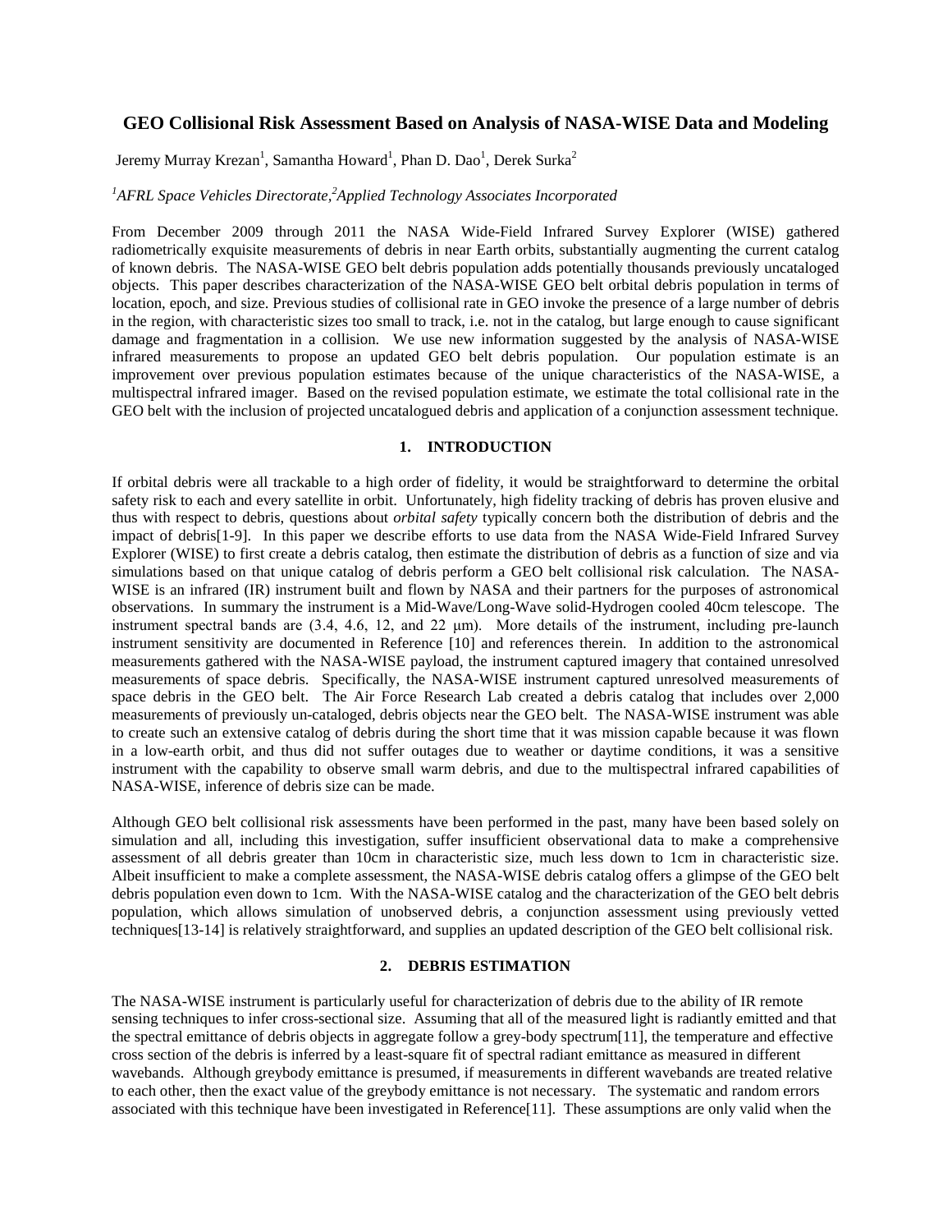# GEO Collisional Risk Assessment Based on Analysis of NASA-WISE Data and Modeling

Jeremy Murray Krezan[1], Samantha Howard[1], Phan D. Dao[1], Derek Surka[2]

*[1]AFRL Space Vehicles Directorate,[2]Applied Technology Associates Incorporated*

From December 2009 through 2011 the NASA Wide-Field Infrared Survey Explorer (WISE) gathered radiometrically exquisite measurements of debris in near Earth orbits, substantially augmenting the current catalog of known debris. The NASA-WISE GEO belt debris population adds potentially thousands previously uncataloged objects. This paper describes characterization of the NASA-WISE GEO belt orbital debris population in terms of location, epoch, and size. Previous studies of collisional rate in GEO invoke the presence of a large number of debris in the region, with characteristic sizes too small to track, i.e. not in the catalog, but large enough to cause significant damage and fragmentation in a collision. We use new information suggested by the analysis of NASA-WISE infrared measurements to propose an updated GEO belt debris population. Our population estimate is an improvement over previous population estimates because of the unique characteristics of the NASA-WISE, a multispectral infrared imager. Based on the revised population estimate, we estimate the total collisional rate in the GEO belt with the inclusion of projected uncatalogued debris and application of a conjunction assessment technique.

## 1. INTRODUCTION

If orbital debris were all trackable to a high order of fidelity, it would be straightforward to determine the orbital safety risk to each and every satellite in orbit. Unfortunately, high fidelity tracking of debris has proven elusive and thus with respect to debris, questions about *orbital safety* typically concern both the distribution of debris and the impact of debris[1-9]. In this paper we describe efforts to use data from the NASA Wide-Field Infrared Survey Explorer (WISE) to first create a debris catalog, then estimate the distribution of debris as a function of size and via simulations based on that unique catalog of debris perform a GEO belt collisional risk calculation. The NASA-WISE is an infrared (IR) instrument built and flown by NASA and their partners for the purposes of astronomical observations. In summary the instrument is a Mid-Wave/Long-Wave solid-Hydrogen cooled 40cm telescope. The instrument spectral bands are (3.4, 4.6, 12, and 22 μm). More details of the instrument, including pre-launch instrument sensitivity are documented in Reference [10] and references therein. In addition to the astronomical measurements gathered with the NASA-WISE payload, the instrument captured imagery that contained unresolved measurements of space debris. Specifically, the NASA-WISE instrument captured unresolved measurements of space debris in the GEO belt. The Air Force Research Lab created a debris catalog that includes over 2,000 measurements of previously un-cataloged, debris objects near the GEO belt. The NASA-WISE instrument was able to create such an extensive catalog of debris during the short time that it was mission capable because it was flown in a low-earth orbit, and thus did not suffer outages due to weather or daytime conditions, it was a sensitive instrument with the capability to observe small warm debris, and due to the multispectral infrared capabilities of NASA-WISE, inference of debris size can be made.

Although GEO belt collisional risk assessments have been performed in the past, many have been based solely on simulation and all, including this investigation, suffer insufficient observational data to make a comprehensive assessment of all debris greater than 10cm in characteristic size, much less down to 1cm in characteristic size. Albeit insufficient to make a complete assessment, the NASA-WISE debris catalog offers a glimpse of the GEO belt debris population even down to 1cm. With the NASA-WISE catalog and the characterization of the GEO belt debris population, which allows simulation of unobserved debris, a conjunction assessment using previously vetted techniques[13-14] is relatively straightforward, and supplies an updated description of the GEO belt collisional risk.

## 2. DEBRIS ESTIMATION

The NASA-WISE instrument is particularly useful for characterization of debris due to the ability of IR remote sensing techniques to infer cross-sectional size. Assuming that all of the measured light is radiantly emitted and that the spectral emittance of debris objects in aggregate follow a grey-body spectrum[11], the temperature and effective cross section of the debris is inferred by a least-square fit of spectral radiant emittance as measured in different wavebands. Although greybody emittance is presumed, if measurements in different wavebands are treated relative to each other, then the exact value of the greybody emittance is not necessary. The systematic and random errors associated with this technique have been investigated in Reference[11]. These assumptions are only valid when the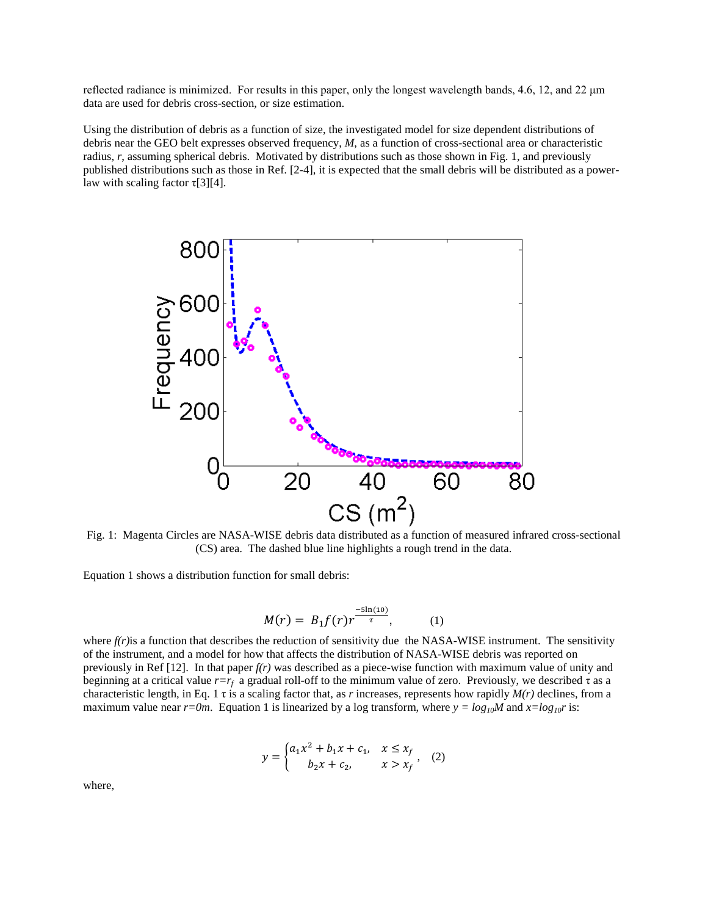reflected radiance is minimized. For results in this paper, only the longest wavelength bands, 4.6, 12, and 22 μm data are used for debris cross-section, or size estimation.

Using the distribution of debris as a function of size, the investigated model for size dependent distributions of debris near the GEO belt expresses observed frequency, *M*, as a function of cross-sectional area or characteristic radius, *r*, assuming spherical debris. Motivated by distributions such as those shown in Fig. 1, and previously published distributions such as those in Ref. [2-4], it is expected that the small debris will be distributed as a power-law with scaling factor τ[3][4].

Fig. 1: Magenta Circles are NASA-WISE debris data distributed as a function of measured infrared cross-sectional (CS) area. The dashed blue line highlights a rough trend in the data.

Equation 1 shows a distribution function for small debris:

$$M(r) = B_1 f(r) r^{\frac{-5\ln(10)}{\tau}}, \qquad (1)$$

where *f(r)*is a function that describes the reduction of sensitivity due the NASA-WISE instrument. The sensitivity of the instrument, and a model for how that affects the distribution of NASA-WISE debris was reported on previously in Ref [12]. In that paper *f(r)* was described as a piece-wise function with maximum value of unity and beginning at a critical value $r=r_f$ a gradual roll-off to the minimum value of zero. Previously, we described τ as a characteristic length, in Eq. 1 τ is a scaling factor that, as *r* increases, represents how rapidly *M(r)* declines, from a maximum value near $r=0m$. Equation 1 is linearized by a log transform, where $y = \log_{10} M$ and $x=\log_{10} r$ is:

$$y = \begin{cases} a_1 x^2 + b_1 x + c_1, & x \le x_f \\ b_2 x + c_2, & x > x_f \end{cases}, \qquad (2)$$

where,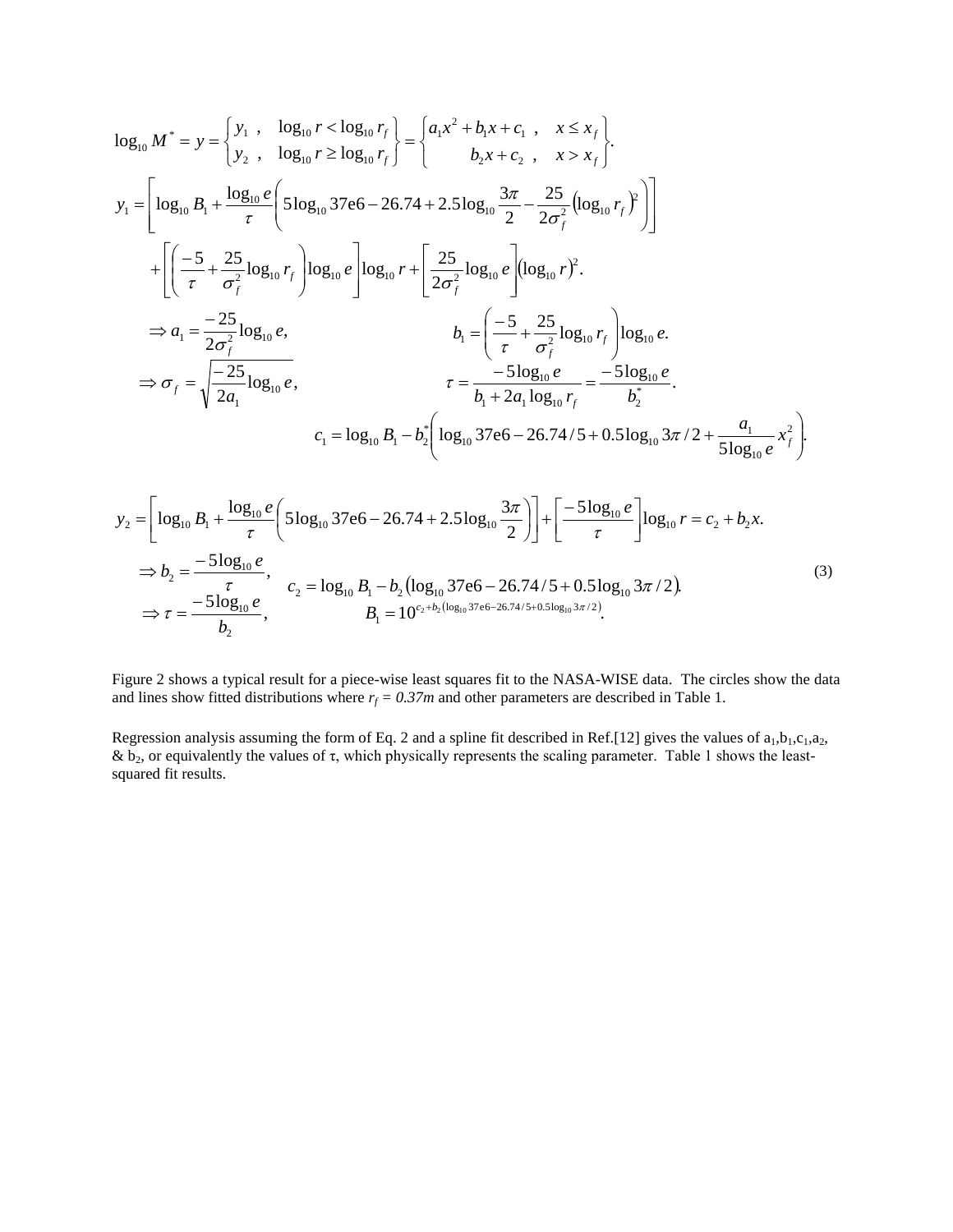$$\log_{10} M^* = y = \begin{Bmatrix} y_1 \ , & \log_{10} r < \log_{10} r_f \\ y_2 \ , & \log_{10} r \geq \log_{10} r_f \end{Bmatrix} = \begin{Bmatrix} a_1 x^2 + b_1 x + c_1 \ , & x \leq x_f \\ b_2 x + c_2 \ , & x > x_f \end{Bmatrix}.$$

$$y_1 = \left[ \log_{10} B_1 + \frac{\log_{10} e}{\tau} \left( 5\log_{10} 37\text{e}6 - 26.74 + 2.5\log_{10} \frac{3\pi}{2} - \frac{25}{2\sigma_f^2} \left(\log_{10} r_f\right)^2 \right) \right]$$
$$+ \left[ \left( \frac{-5}{\tau} + \frac{25}{\sigma_f^2} \log_{10} r_f \right) \log_{10} e \right] \log_{10} r + \left[ \frac{25}{2\sigma_f^2} \log_{10} e \right] \left(\log_{10} r\right)^2.$$

$$\Rightarrow a_1 = \frac{-25}{2\sigma_f^2} \log_{10} e, \qquad b_1 = \left( \frac{-5}{\tau} + \frac{25}{\sigma_f^2} \log_{10} r_f \right) \log_{10} e.$$

$$\Rightarrow \sigma_f = \sqrt{\frac{-25}{2a_1} \log_{10} e}, \qquad \tau = \frac{-5\log_{10} e}{b_1 + 2a_1 \log_{10} r_f} = \frac{-5\log_{10} e}{b_2^*}.$$

$$c_1 = \log_{10} B_1 - b_2^* \left( \log_{10} 37\text{e}6 - 26.74/5 + 0.5\log_{10} 3\pi/2 + \frac{a_1}{5\log_{10} e} x_f^2 \right).$$

$$y_2 = \left[ \log_{10} B_1 + \frac{\log_{10} e}{\tau} \left( 5\log_{10} 37\text{e}6 - 26.74 + 2.5\log_{10} \frac{3\pi}{2} \right) \right] + \left[ \frac{-5\log_{10} e}{\tau} \right] \log_{10} r = c_2 + b_2 x.$$

$$\Rightarrow b_2 = \frac{-5\log_{10} e}{\tau}, \qquad c_2 = \log_{10} B_1 - b_2 \left( \log_{10} 37\text{e}6 - 26.74/5 + 0.5\log_{10} 3\pi/2 \right).$$

$$\Rightarrow \tau = \frac{-5\log_{10} e}{b_2}, \qquad B_1 = 10^{c_2 + b_2 \left( \log_{10} 37\text{e}6 - 26.74/5 + 0.5\log_{10} 3\pi/2 \right)}. \tag{3}$$

Figure 2 shows a typical result for a piece-wise least squares fit to the NASA-WISE data. The circles show the data and lines show fitted distributions where $r_f = 0.37m$ and other parameters are described in Table 1.

Regression analysis assuming the form of Eq. 2 and a spline fit described in Ref.[12] gives the values of $a_1$, $b_1$, $c_1$, $a_2$, & $b_2$, or equivalently the values of $\tau$, which physically represents the scaling parameter. Table 1 shows the least-squared fit results.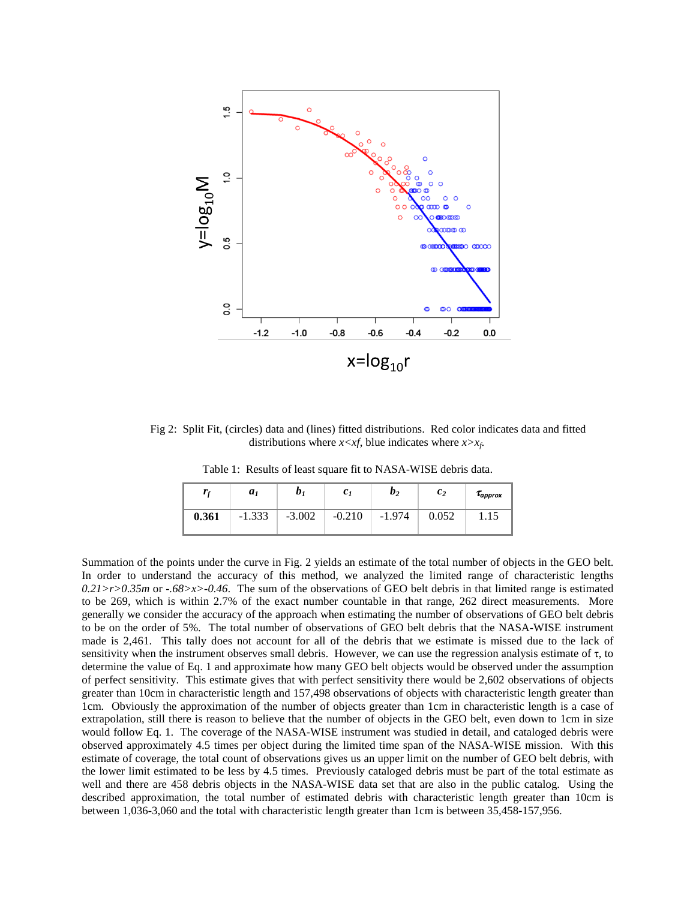Fig 2: Split Fit, (circles) data and (lines) fitted distributions. Red color indicates data and fitted distributions where $x<xf$, blue indicates where $x>x_f$.

Table 1: Results of least square fit to NASA-WISE debris data.

| $r_f$ | $a_1$ | $b_1$ | $c_1$ | $b_2$ | $c_2$ | $\tau_{approx}$ |
|---|---|---|---|---|---|---|
| **0.361** | -1.333 | -3.002 | -0.210 | -1.974 | 0.052 | 1.15 |

Summation of the points under the curve in Fig. 2 yields an estimate of the total number of objects in the GEO belt. In order to understand the accuracy of this method, we analyzed the limited range of characteristic lengths $0.21>r>0.35m$ or $-.68>x>-0.46$. The sum of the observations of GEO belt debris in that limited range is estimated to be 269, which is within 2.7% of the exact number countable in that range, 262 direct measurements. More generally we consider the accuracy of the approach when estimating the number of observations of GEO belt debris to be on the order of 5%. The total number of observations of GEO belt debris that the NASA-WISE instrument made is 2,461. This tally does not account for all of the debris that we estimate is missed due to the lack of sensitivity when the instrument observes small debris. However, we can use the regression analysis estimate of $\tau$, to determine the value of Eq. 1 and approximate how many GEO belt objects would be observed under the assumption of perfect sensitivity. This estimate gives that with perfect sensitivity there would be 2,602 observations of objects greater than 10cm in characteristic length and 157,498 observations of objects with characteristic length greater than 1cm. Obviously the approximation of the number of objects greater than 1cm in characteristic length is a case of extrapolation, still there is reason to believe that the number of objects in the GEO belt, even down to 1cm in size would follow Eq. 1. The coverage of the NASA-WISE instrument was studied in detail, and cataloged debris were observed approximately 4.5 times per object during the limited time span of the NASA-WISE mission. With this estimate of coverage, the total count of observations gives us an upper limit on the number of GEO belt debris, with the lower limit estimated to be less by 4.5 times. Previously cataloged debris must be part of the total estimate as well and there are 458 debris objects in the NASA-WISE data set that are also in the public catalog. Using the described approximation, the total number of estimated debris with characteristic length greater than 10cm is between 1,036-3,060 and the total with characteristic length greater than 1cm is between 35,458-157,956.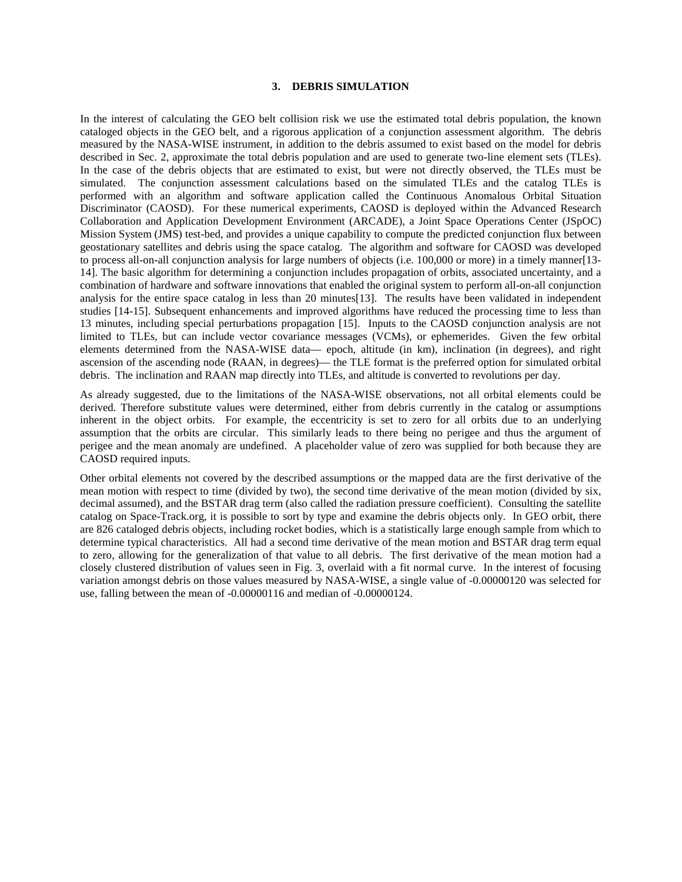## 3. DEBRIS SIMULATION

In the interest of calculating the GEO belt collision risk we use the estimated total debris population, the known cataloged objects in the GEO belt, and a rigorous application of a conjunction assessment algorithm. The debris measured by the NASA-WISE instrument, in addition to the debris assumed to exist based on the model for debris described in Sec. 2, approximate the total debris population and are used to generate two-line element sets (TLEs). In the case of the debris objects that are estimated to exist, but were not directly observed, the TLEs must be simulated. The conjunction assessment calculations based on the simulated TLEs and the catalog TLEs is performed with an algorithm and software application called the Continuous Anomalous Orbital Situation Discriminator (CAOSD). For these numerical experiments, CAOSD is deployed within the Advanced Research Collaboration and Application Development Environment (ARCADE), a Joint Space Operations Center (JSpOC) Mission System (JMS) test-bed, and provides a unique capability to compute the predicted conjunction flux between geostationary satellites and debris using the space catalog. The algorithm and software for CAOSD was developed to process all-on-all conjunction analysis for large numbers of objects (i.e. 100,000 or more) in a timely manner[13-14]. The basic algorithm for determining a conjunction includes propagation of orbits, associated uncertainty, and a combination of hardware and software innovations that enabled the original system to perform all-on-all conjunction analysis for the entire space catalog in less than 20 minutes[13]. The results have been validated in independent studies [14-15]. Subsequent enhancements and improved algorithms have reduced the processing time to less than 13 minutes, including special perturbations propagation [15]. Inputs to the CAOSD conjunction analysis are not limited to TLEs, but can include vector covariance messages (VCMs), or ephemerides. Given the few orbital elements determined from the NASA-WISE data— epoch, altitude (in km), inclination (in degrees), and right ascension of the ascending node (RAAN, in degrees)— the TLE format is the preferred option for simulated orbital debris. The inclination and RAAN map directly into TLEs, and altitude is converted to revolutions per day.

As already suggested, due to the limitations of the NASA-WISE observations, not all orbital elements could be derived. Therefore substitute values were determined, either from debris currently in the catalog or assumptions inherent in the object orbits. For example, the eccentricity is set to zero for all orbits due to an underlying assumption that the orbits are circular. This similarly leads to there being no perigee and thus the argument of perigee and the mean anomaly are undefined. A placeholder value of zero was supplied for both because they are CAOSD required inputs.

Other orbital elements not covered by the described assumptions or the mapped data are the first derivative of the mean motion with respect to time (divided by two), the second time derivative of the mean motion (divided by six, decimal assumed), and the BSTAR drag term (also called the radiation pressure coefficient). Consulting the satellite catalog on Space-Track.org, it is possible to sort by type and examine the debris objects only. In GEO orbit, there are 826 cataloged debris objects, including rocket bodies, which is a statistically large enough sample from which to determine typical characteristics. All had a second time derivative of the mean motion and BSTAR drag term equal to zero, allowing for the generalization of that value to all debris. The first derivative of the mean motion had a closely clustered distribution of values seen in Fig. 3, overlaid with a fit normal curve. In the interest of focusing variation amongst debris on those values measured by NASA-WISE, a single value of -0.00000120 was selected for use, falling between the mean of -0.00000116 and median of -0.00000124.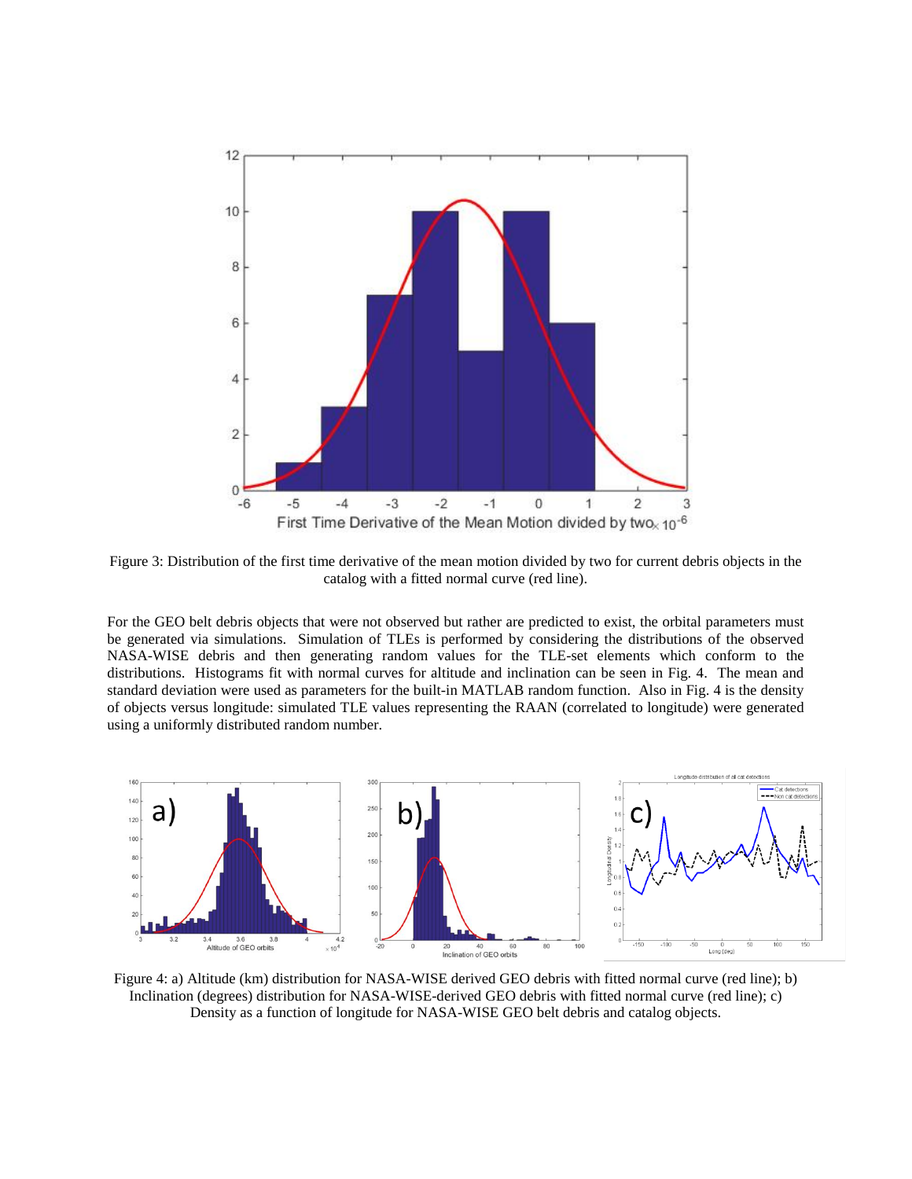Figure 3: Distribution of the first time derivative of the mean motion divided by two for current debris objects in the catalog with a fitted normal curve (red line).

For the GEO belt debris objects that were not observed but rather are predicted to exist, the orbital parameters must be generated via simulations. Simulation of TLEs is performed by considering the distributions of the observed NASA-WISE debris and then generating random values for the TLE-set elements which conform to the distributions. Histograms fit with normal curves for altitude and inclination can be seen in Fig. 4. The mean and standard deviation were used as parameters for the built-in MATLAB random function. Also in Fig. 4 is the density of objects versus longitude: simulated TLE values representing the RAAN (correlated to longitude) were generated using a uniformly distributed random number.

Figure 4: a) Altitude (km) distribution for NASA-WISE derived GEO debris with fitted normal curve (red line); b) Inclination (degrees) distribution for NASA-WISE-derived GEO debris with fitted normal curve (red line); c) Density as a function of longitude for NASA-WISE GEO belt debris and catalog objects.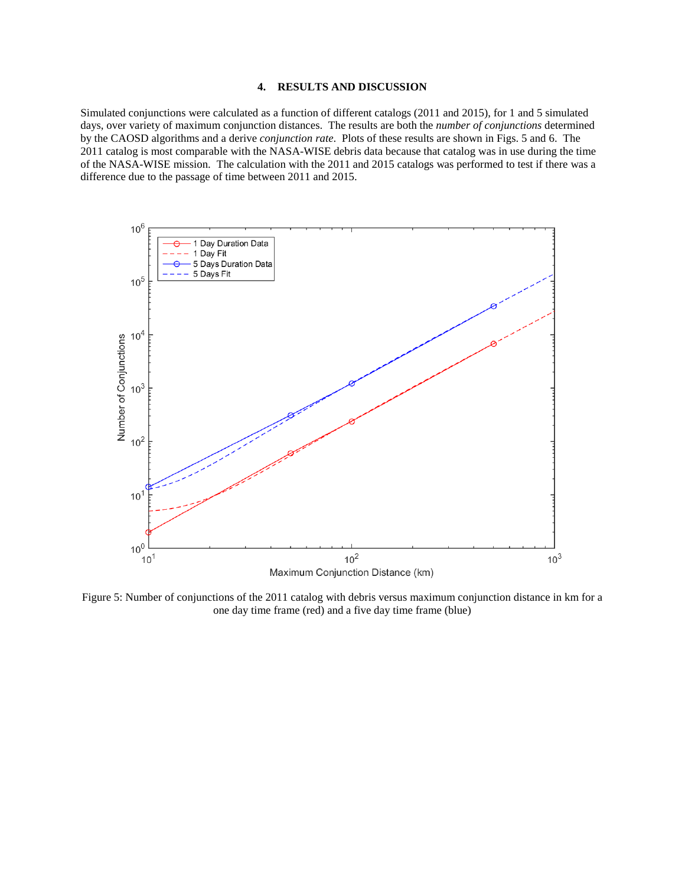## 4. RESULTS AND DISCUSSION

Simulated conjunctions were calculated as a function of different catalogs (2011 and 2015), for 1 and 5 simulated days, over variety of maximum conjunction distances. The results are both the *number of conjunctions* determined by the CAOSD algorithms and a derive *conjunction rate*. Plots of these results are shown in Figs. 5 and 6. The 2011 catalog is most comparable with the NASA-WISE debris data because that catalog was in use during the time of the NASA-WISE mission. The calculation with the 2011 and 2015 catalogs was performed to test if there was a difference due to the passage of time between 2011 and 2015.

Figure 5: Number of conjunctions of the 2011 catalog with debris versus maximum conjunction distance in km for a one day time frame (red) and a five day time frame (blue)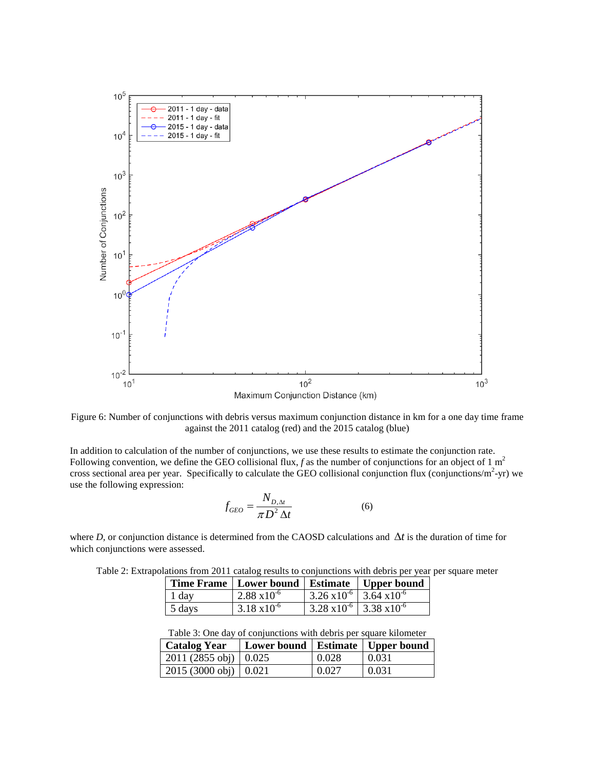Figure 6: Number of conjunctions with debris versus maximum conjunction distance in km for a one day time frame against the 2011 catalog (red) and the 2015 catalog (blue)

In addition to calculation of the number of conjunctions, we use these results to estimate the conjunction rate. Following convention, we define the GEO collisional flux, $f$ as the number of conjunctions for an object of 1 $m^2$ cross sectional area per year. Specifically to calculate the GEO collisional conjunction flux (conjunctions/$m^2$-yr) we use the following expression:

$$f_{GEO} = \frac{N_{D,\Delta t}}{\pi D^2 \Delta t} \quad (6)$$

where $D$, or conjunction distance is determined from the CAOSD calculations and $\Delta t$ is the duration of time for which conjunctions were assessed.

Table 2: Extrapolations from 2011 catalog results to conjunctions with debris per year per square meter

| Time Frame | Lower bound | Estimate | Upper bound |
|---|---|---|---|
| 1 day | $2.88 \times 10^{-6}$ | $3.26 \times 10^{-6}$ | $3.64 \times 10^{-6}$ |
| 5 days | $3.18 \times 10^{-6}$ | $3.28 \times 10^{-6}$ | $3.38 \times 10^{-6}$ |

Table 3: One day of conjunctions with debris per square kilometer

| Catalog Year | Lower bound | Estimate | Upper bound |
|---|---|---|---|
| 2011 (2855 obj) | 0.025 | 0.028 | 0.031 |
| 2015 (3000 obj) | 0.021 | 0.027 | 0.031 |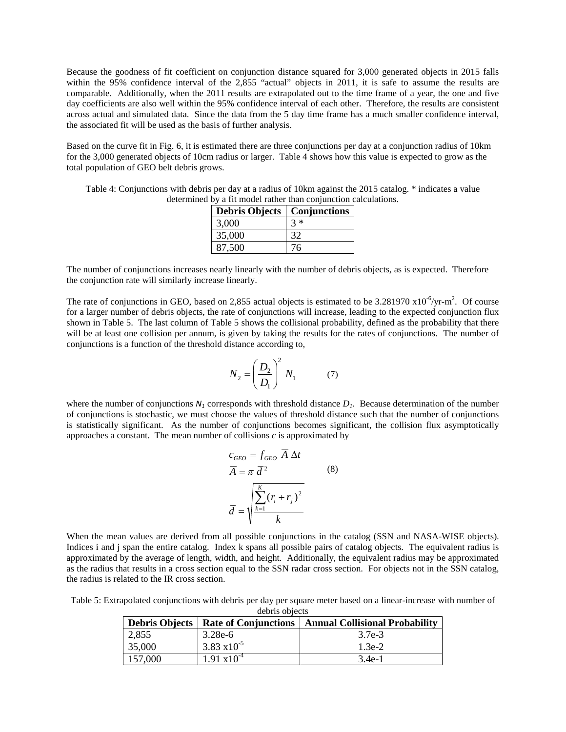Because the goodness of fit coefficient on conjunction distance squared for 3,000 generated objects in 2015 falls within the 95% confidence interval of the 2,855 "actual" objects in 2011, it is safe to assume the results are comparable. Additionally, when the 2011 results are extrapolated out to the time frame of a year, the one and five day coefficients are also well within the 95% confidence interval of each other. Therefore, the results are consistent across actual and simulated data. Since the data from the 5 day time frame has a much smaller confidence interval, the associated fit will be used as the basis of further analysis.

Based on the curve fit in Fig. 6, it is estimated there are three conjunctions per day at a conjunction radius of 10km for the 3,000 generated objects of 10cm radius or larger. Table 4 shows how this value is expected to grow as the total population of GEO belt debris grows.

Table 4: Conjunctions with debris per day at a radius of 10km against the 2015 catalog. * indicates a value determined by a fit model rather than conjunction calculations.

| Debris Objects | Conjunctions |
|---|---|
| 3,000 | 3 * |
| 35,000 | 32 |
| 87,500 | 76 |

The number of conjunctions increases nearly linearly with the number of debris objects, as is expected. Therefore the conjunction rate will similarly increase linearly.

The rate of conjunctions in GEO, based on 2,855 actual objects is estimated to be $3.281970 \times 10^{-6}$/yr-m$^2$. Of course for a larger number of debris objects, the rate of conjunctions will increase, leading to the expected conjunction flux shown in Table 5. The last column of Table 5 shows the collisional probability, defined as the probability that there will be at least one collision per annum, is given by taking the results for the rates of conjunctions. The number of conjunctions is a function of the threshold distance according to,

$$N_2 = \left( \frac{D_2}{D_1} \right)^2 N_1 \qquad (7)$$

where the number of conjunctions $N_1$ corresponds with threshold distance $D_1$. Because determination of the number of conjunctions is stochastic, we must choose the values of threshold distance such that the number of conjunctions is statistically significant. As the number of conjunctions becomes significant, the collision flux asymptotically approaches a constant. The mean number of collisions $c$ is approximated by

$$\begin{aligned} c_{GEO} &= f_{GEO} \; \overline{A} \; \Delta t \\ \overline{A} &= \pi \; \overline{d}^{\,2} \\ \overline{d} &= \sqrt{\frac{\sum_{k=1}^{K} (r_i + r_j)^2}{k}} \end{aligned} \qquad (8)$$

When the mean values are derived from all possible conjunctions in the catalog (SSN and NASA-WISE objects). Indices i and j span the entire catalog. Index k spans all possible pairs of catalog objects. The equivalent radius is approximated by the average of length, width, and height. Additionally, the equivalent radius may be approximated as the radius that results in a cross section equal to the SSN radar cross section. For objects not in the SSN catalog, the radius is related to the IR cross section.

Table 5: Extrapolated conjunctions with debris per day per square meter based on a linear-increase with number of debris objects

| Debris Objects | Rate of Conjunctions | Annual Collisional Probability |
|---|---|---|
| 2,855 | 3.28e-6 | 3.7e-3 |
| 35,000 | $3.83 \times 10^{-5}$ | 1.3e-2 |
| 157,000 | $1.91 \times 10^{-4}$ | 3.4e-1 |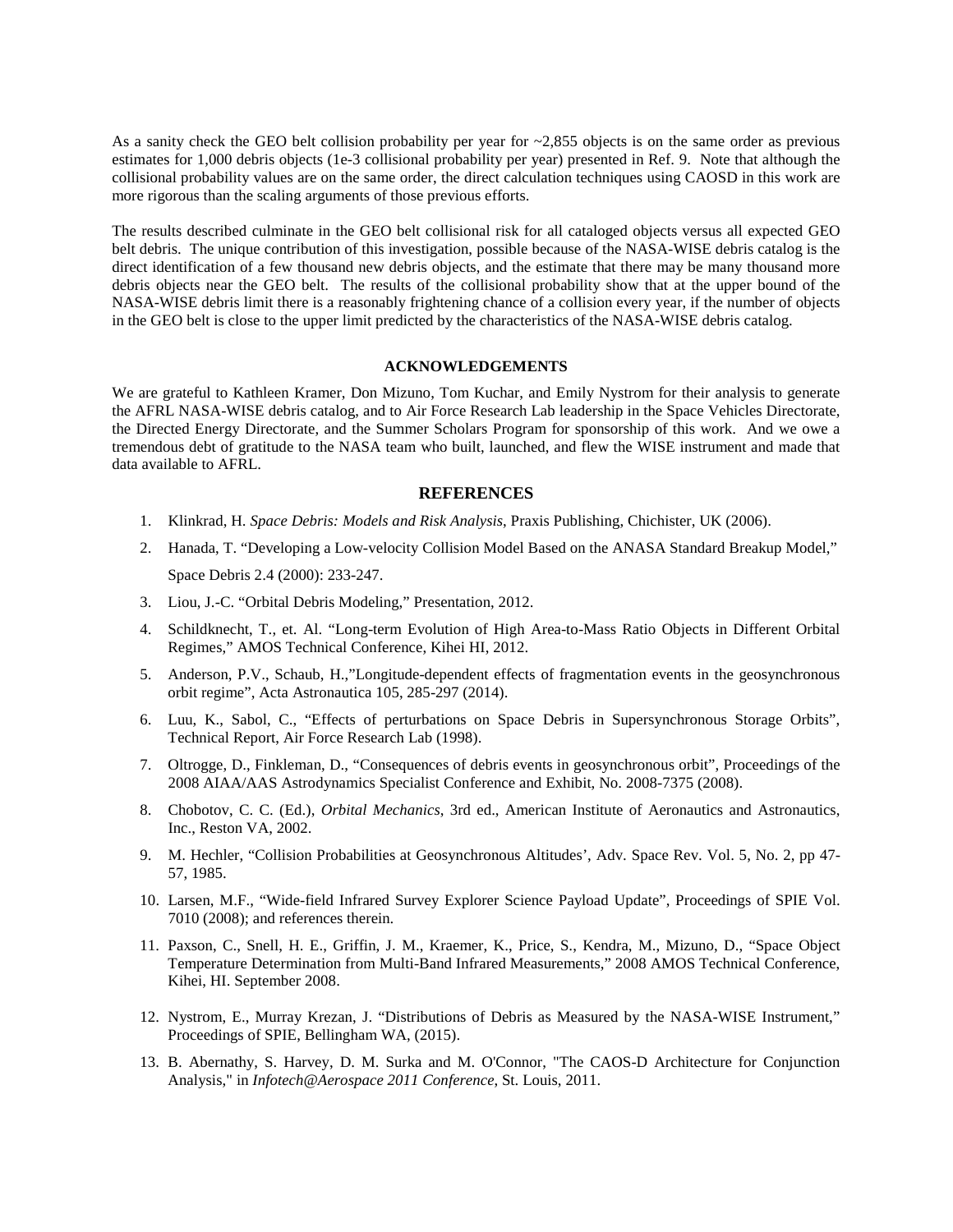As a sanity check the GEO belt collision probability per year for ~2,855 objects is on the same order as previous estimates for 1,000 debris objects (1e-3 collisional probability per year) presented in Ref. 9. Note that although the collisional probability values are on the same order, the direct calculation techniques using CAOSD in this work are more rigorous than the scaling arguments of those previous efforts.

The results described culminate in the GEO belt collisional risk for all cataloged objects versus all expected GEO belt debris. The unique contribution of this investigation, possible because of the NASA-WISE debris catalog is the direct identification of a few thousand new debris objects, and the estimate that there may be many thousand more debris objects near the GEO belt. The results of the collisional probability show that at the upper bound of the NASA-WISE debris limit there is a reasonably frightening chance of a collision every year, if the number of objects in the GEO belt is close to the upper limit predicted by the characteristics of the NASA-WISE debris catalog.

## ACKNOWLEDGEMENTS

We are grateful to Kathleen Kramer, Don Mizuno, Tom Kuchar, and Emily Nystrom for their analysis to generate the AFRL NASA-WISE debris catalog, and to Air Force Research Lab leadership in the Space Vehicles Directorate, the Directed Energy Directorate, and the Summer Scholars Program for sponsorship of this work. And we owe a tremendous debt of gratitude to the NASA team who built, launched, and flew the WISE instrument and made that data available to AFRL.

## REFERENCES

1. Klinkrad, H. *Space Debris: Models and Risk Analysis*, Praxis Publishing, Chichister, UK (2006).
2. Hanada, T. "Developing a Low-velocity Collision Model Based on the ANASA Standard Breakup Model," Space Debris 2.4 (2000): 233-247.
3. Liou, J.-C. "Orbital Debris Modeling," Presentation, 2012.
4. Schildknecht, T., et. Al. "Long-term Evolution of High Area-to-Mass Ratio Objects in Different Orbital Regimes," AMOS Technical Conference, Kihei HI, 2012.
5. Anderson, P.V., Schaub, H.,"Longitude-dependent effects of fragmentation events in the geosynchronous orbit regime", Acta Astronautica 105, 285-297 (2014).
6. Luu, K., Sabol, C., "Effects of perturbations on Space Debris in Supersynchronous Storage Orbits", Technical Report, Air Force Research Lab (1998).
7. Oltrogge, D., Finkleman, D., "Consequences of debris events in geosynchronous orbit", Proceedings of the 2008 AIAA/AAS Astrodynamics Specialist Conference and Exhibit, No. 2008-7375 (2008).
8. Chobotov, C. C. (Ed.), *Orbital Mechanics*, 3rd ed., American Institute of Aeronautics and Astronautics, Inc., Reston VA, 2002.
9. M. Hechler, "Collision Probabilities at Geosynchronous Altitudes', Adv. Space Rev. Vol. 5, No. 2, pp 47-57, 1985.
10. Larsen, M.F., "Wide-field Infrared Survey Explorer Science Payload Update", Proceedings of SPIE Vol. 7010 (2008); and references therein.
11. Paxson, C., Snell, H. E., Griffin, J. M., Kraemer, K., Price, S., Kendra, M., Mizuno, D., "Space Object Temperature Determination from Multi-Band Infrared Measurements," 2008 AMOS Technical Conference, Kihei, HI. September 2008.
12. Nystrom, E., Murray Krezan, J. "Distributions of Debris as Measured by the NASA-WISE Instrument," Proceedings of SPIE, Bellingham WA, (2015).
13. B. Abernathy, S. Harvey, D. M. Surka and M. O'Connor, "The CAOS-D Architecture for Conjunction Analysis," in *Infotech@Aerospace 2011 Conference*, St. Louis, 2011.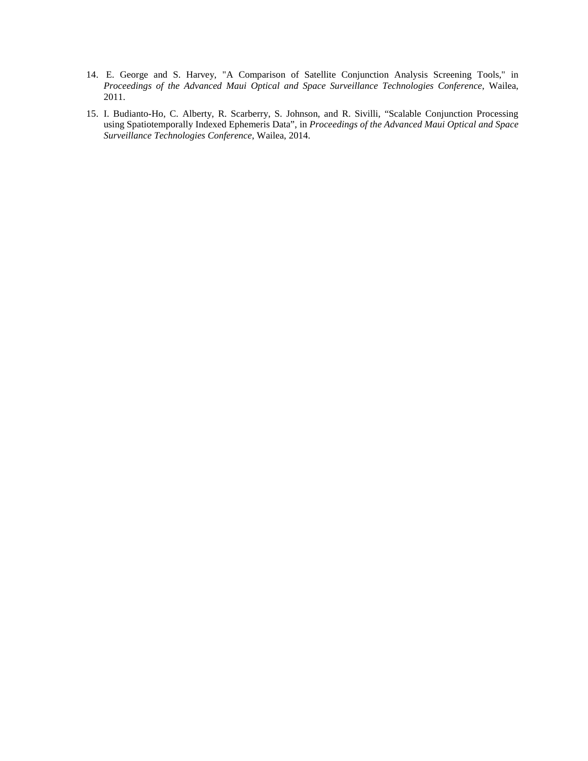14. E. George and S. Harvey, "A Comparison of Satellite Conjunction Analysis Screening Tools," in *Proceedings of the Advanced Maui Optical and Space Surveillance Technologies Conference*, Wailea, 2011.
15. I. Budianto-Ho, C. Alberty, R. Scarberry, S. Johnson, and R. Sivilli, "Scalable Conjunction Processing using Spatiotemporally Indexed Ephemeris Data", in *Proceedings of the Advanced Maui Optical and Space Surveillance Technologies Conference*, Wailea, 2014.